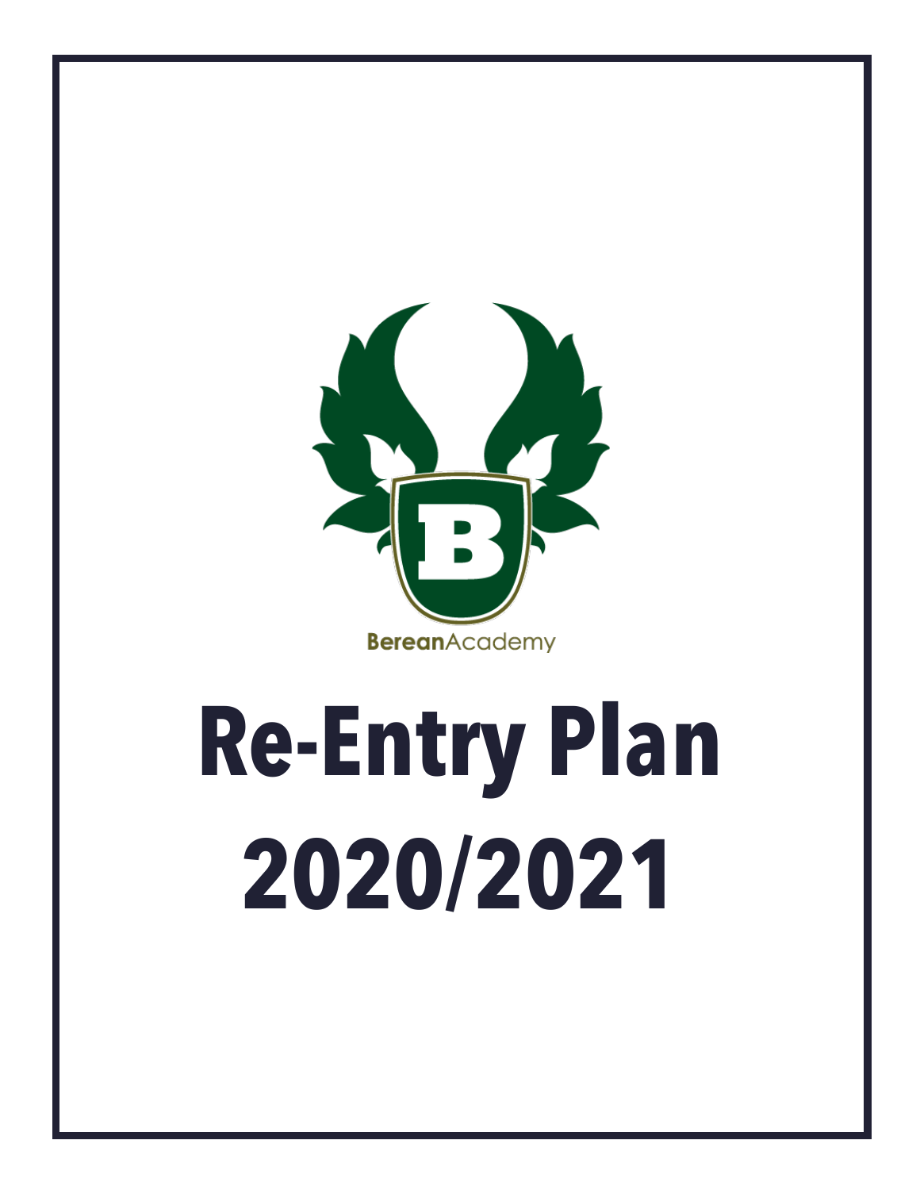BereanAcademy

# Re-Entry Plan 2020/2021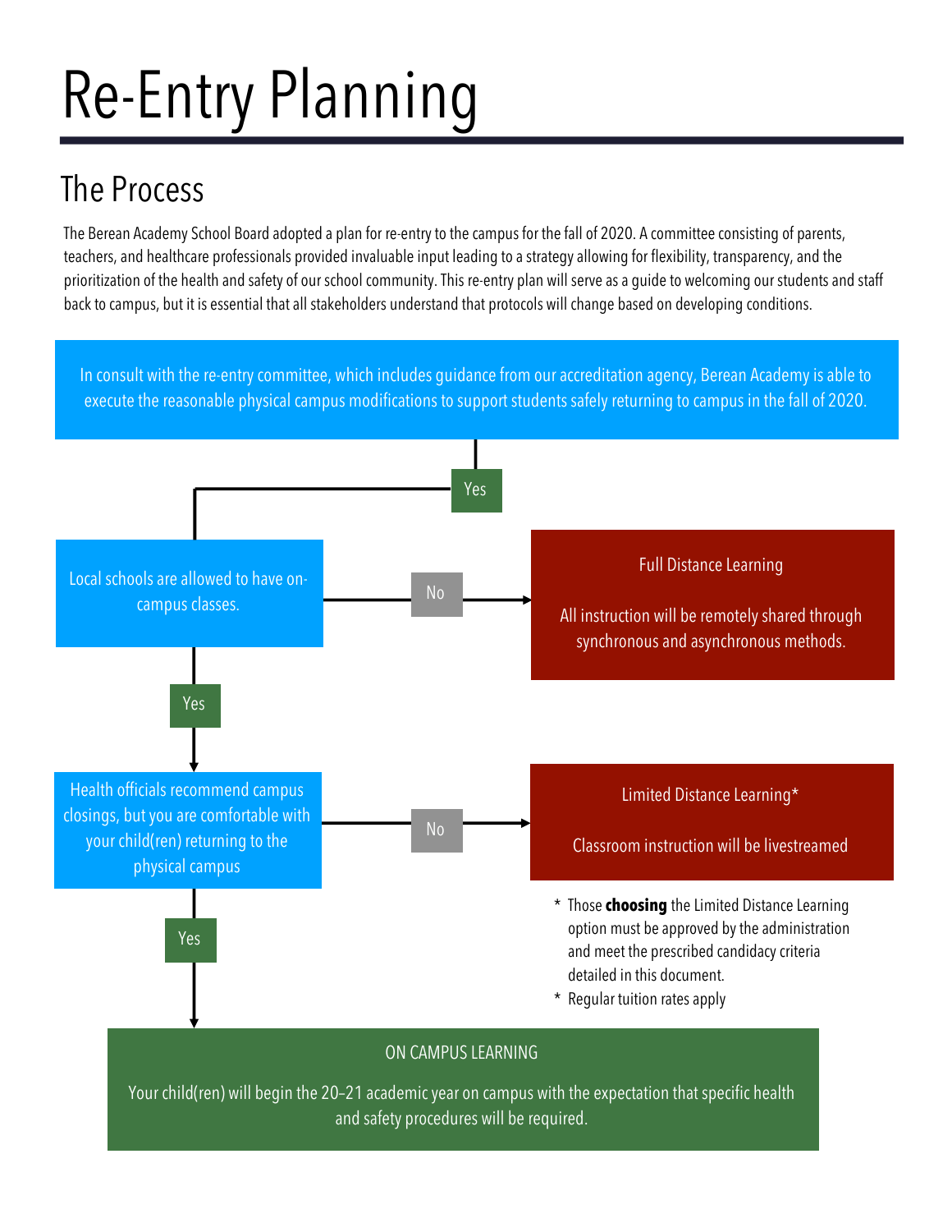# Re-Entry Planning

## The Process

The Berean Academy School Board adopted a plan for re-entry to the campus for the fall of 2020. A committee consisting of parents, teachers, and healthcare professionals provided invaluable input leading to a strategy allowing for flexibility, transparency, and the prioritization of the health and safety of our school community. This re-entry plan will serve as a guide to welcoming our students and staff back to campus, but it is essential that all stakeholders understand that protocols will change based on developing conditions.

In consult with the re-entry committee, which includes guidance from our accreditation agency, Berean Academy is able to execute the reasonable physical campus modifications to support students safely returning to campus in the fall of 2020.

Yes

Local schools are allowed to have on-campus classes.

No

Full Distance Learning

All instruction will be remotely shared through synchronous and asynchronous methods.

Yes

Health officials recommend campus closings, but you are comfortable with your child(ren) returning to the physical campus

No

Limited Distance Learning*

Classroom instruction will be livestreamed

- Those **choosing** the Limited Distance Learning option must be approved by the administration and meet the prescribed candidacy criteria detailed in this document.
- Regular tuition rates apply

Yes

ON CAMPUS LEARNING

Your child(ren) will begin the 20–21 academic year on campus with the expectation that specific health and safety procedures will be required.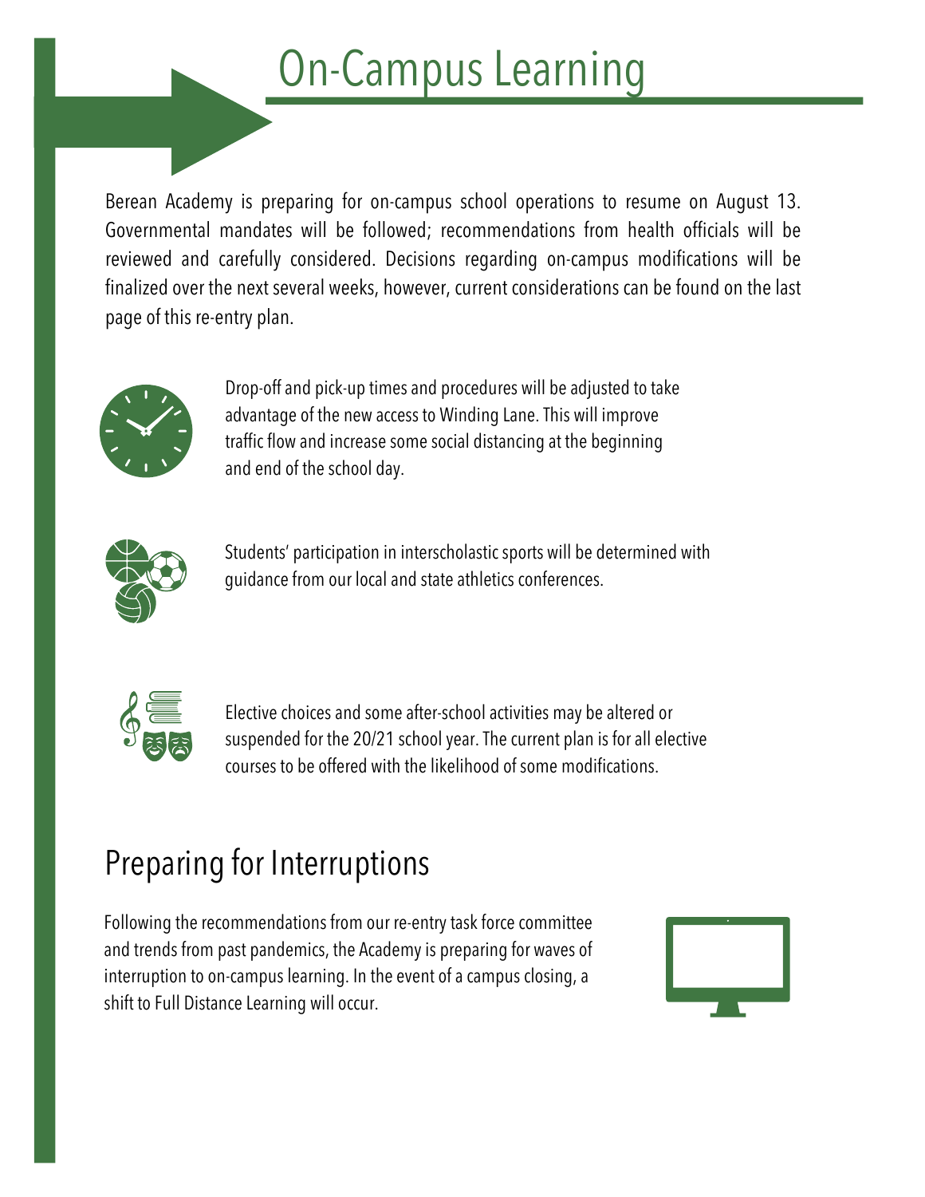# On-Campus Learning

Berean Academy is preparing for on-campus school operations to resume on August 13. Governmental mandates will be followed; recommendations from health officials will be reviewed and carefully considered. Decisions regarding on-campus modifications will be finalized over the next several weeks, however, current considerations can be found on the last page of this re-entry plan.

Drop-off and pick-up times and procedures will be adjusted to take advantage of the new access to Winding Lane. This will improve traffic flow and increase some social distancing at the beginning and end of the school day.

Students' participation in interscholastic sports will be determined with guidance from our local and state athletics conferences.

Elective choices and some after-school activities may be altered or suspended for the 20/21 school year. The current plan is for all elective courses to be offered with the likelihood of some modifications.

## Preparing for Interruptions

Following the recommendations from our re-entry task force committee and trends from past pandemics, the Academy is preparing for waves of interruption to on-campus learning. In the event of a campus closing, a shift to Full Distance Learning will occur.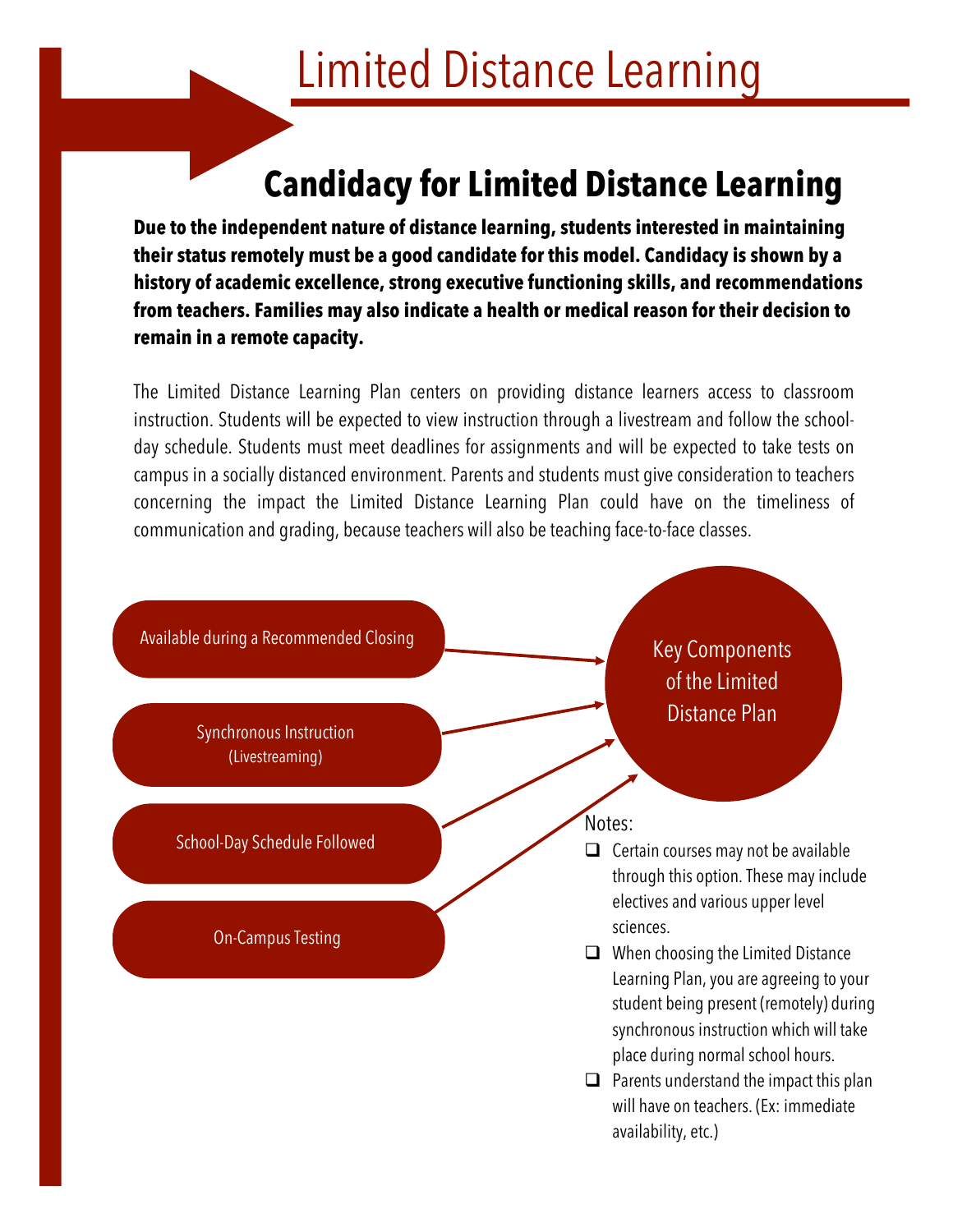# Limited Distance Learning

## Candidacy for Limited Distance Learning

**Due to the independent nature of distance learning, students interested in maintaining their status remotely must be a good candidate for this model. Candidacy is shown by a history of academic excellence, strong executive functioning skills, and recommendations from teachers. Families may also indicate a health or medical reason for their decision to remain in a remote capacity.**

The Limited Distance Learning Plan centers on providing distance learners access to classroom instruction. Students will be expected to view instruction through a livestream and follow the school-day schedule. Students must meet deadlines for assignments and will be expected to take tests on campus in a socially distanced environment. Parents and students must give consideration to teachers concerning the impact the Limited Distance Learning Plan could have on the timeliness of communication and grading, because teachers will also be teaching face-to-face classes.

### Key Components of the Limited Distance Plan

- Available during a Recommended Closing
- Synchronous Instruction (Livestreaming)
- School-Day Schedule Followed
- On-Campus Testing

Notes:

- Certain courses may not be available through this option. These may include electives and various upper level sciences.
- When choosing the Limited Distance Learning Plan, you are agreeing to your student being present (remotely) during synchronous instruction which will take place during normal school hours.
- Parents understand the impact this plan will have on teachers. (Ex: immediate availability, etc.)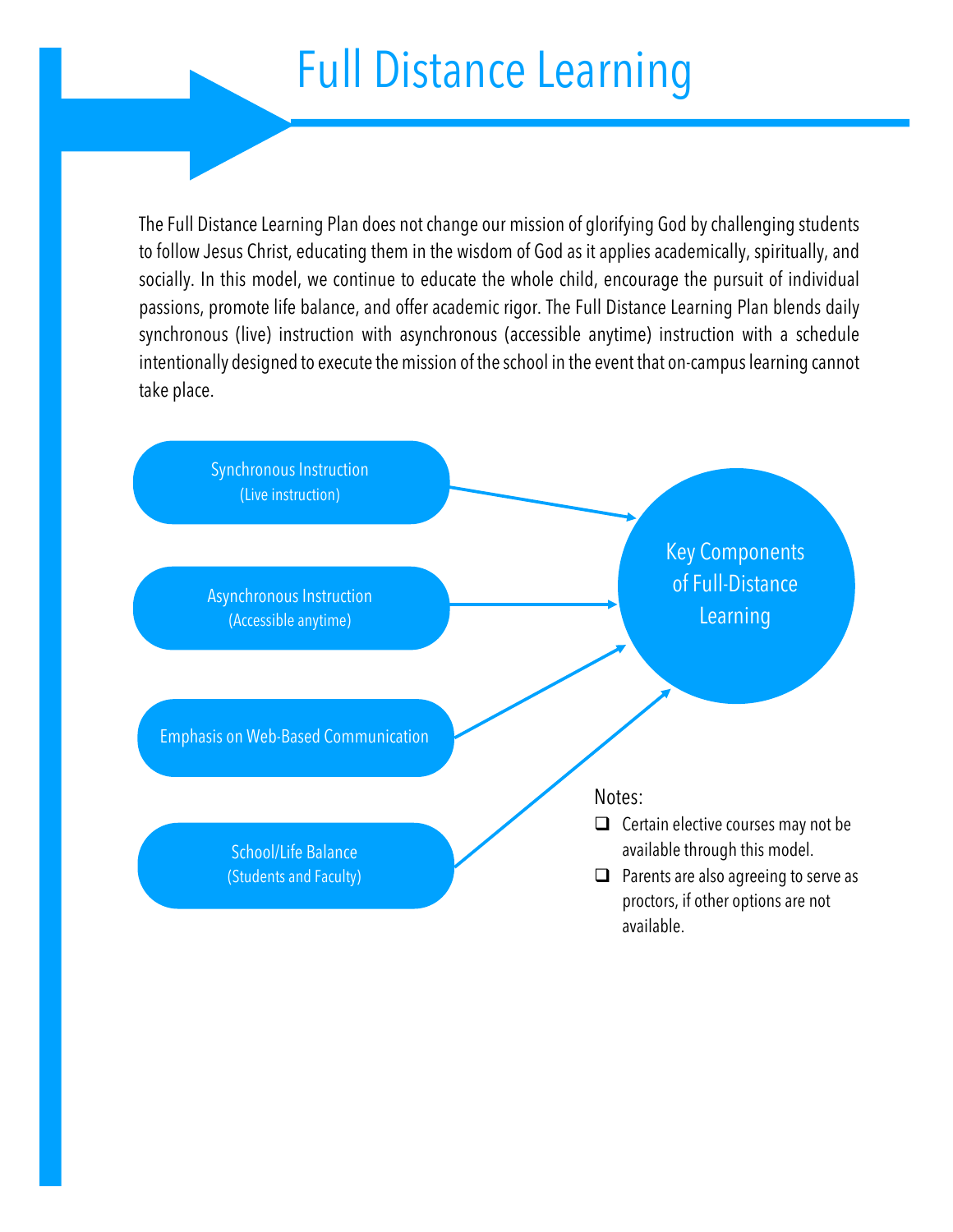# Full Distance Learning

The Full Distance Learning Plan does not change our mission of glorifying God by challenging students to follow Jesus Christ, educating them in the wisdom of God as it applies academically, spiritually, and socially. In this model, we continue to educate the whole child, encourage the pursuit of individual passions, promote life balance, and offer academic rigor. The Full Distance Learning Plan blends daily synchronous (live) instruction with asynchronous (accessible anytime) instruction with a schedule intentionally designed to execute the mission of the school in the event that on-campus learning cannot take place.

**Key Components of Full-Distance Learning**

- Synchronous Instruction (Live instruction)
- Asynchronous Instruction (Accessible anytime)
- Emphasis on Web-Based Communication
- School/Life Balance (Students and Faculty)

Notes:

- Certain elective courses may not be available through this model.
- Parents are also agreeing to serve as proctors, if other options are not available.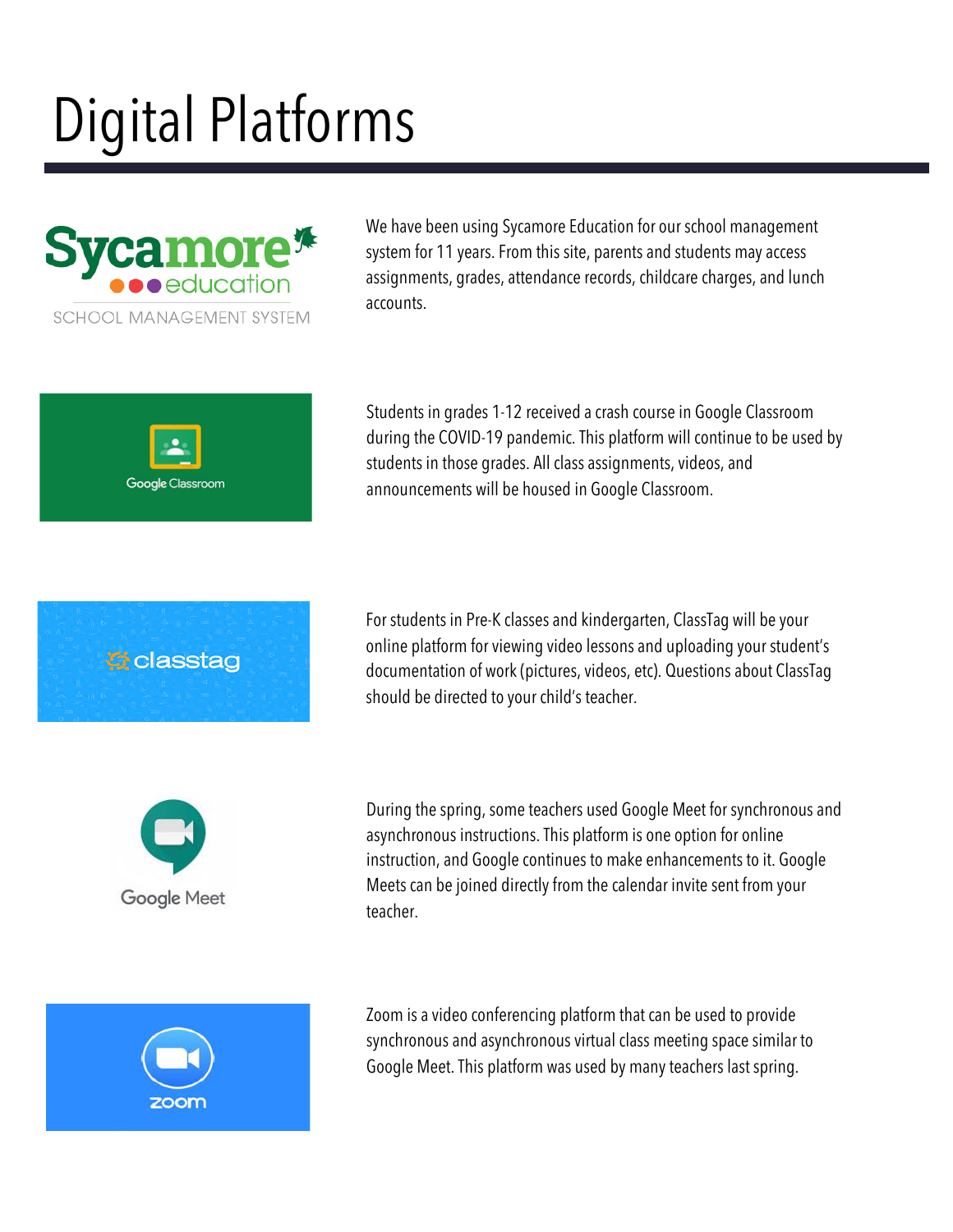# Digital Platforms

We have been using Sycamore Education for our school management system for 11 years. From this site, parents and students may access assignments, grades, attendance records, childcare charges, and lunch accounts.

Students in grades 1-12 received a crash course in Google Classroom during the COVID-19 pandemic. This platform will continue to be used by students in those grades. All class assignments, videos, and announcements will be housed in Google Classroom.

For students in Pre-K classes and kindergarten, ClassTag will be your online platform for viewing video lessons and uploading your student's documentation of work (pictures, videos, etc). Questions about ClassTag should be directed to your child's teacher.

During the spring, some teachers used Google Meet for synchronous and asynchronous instructions. This platform is one option for online instruction, and Google continues to make enhancements to it. Google Meets can be joined directly from the calendar invite sent from your teacher.

Zoom is a video conferencing platform that can be used to provide synchronous and asynchronous virtual class meeting space similar to Google Meet. This platform was used by many teachers last spring.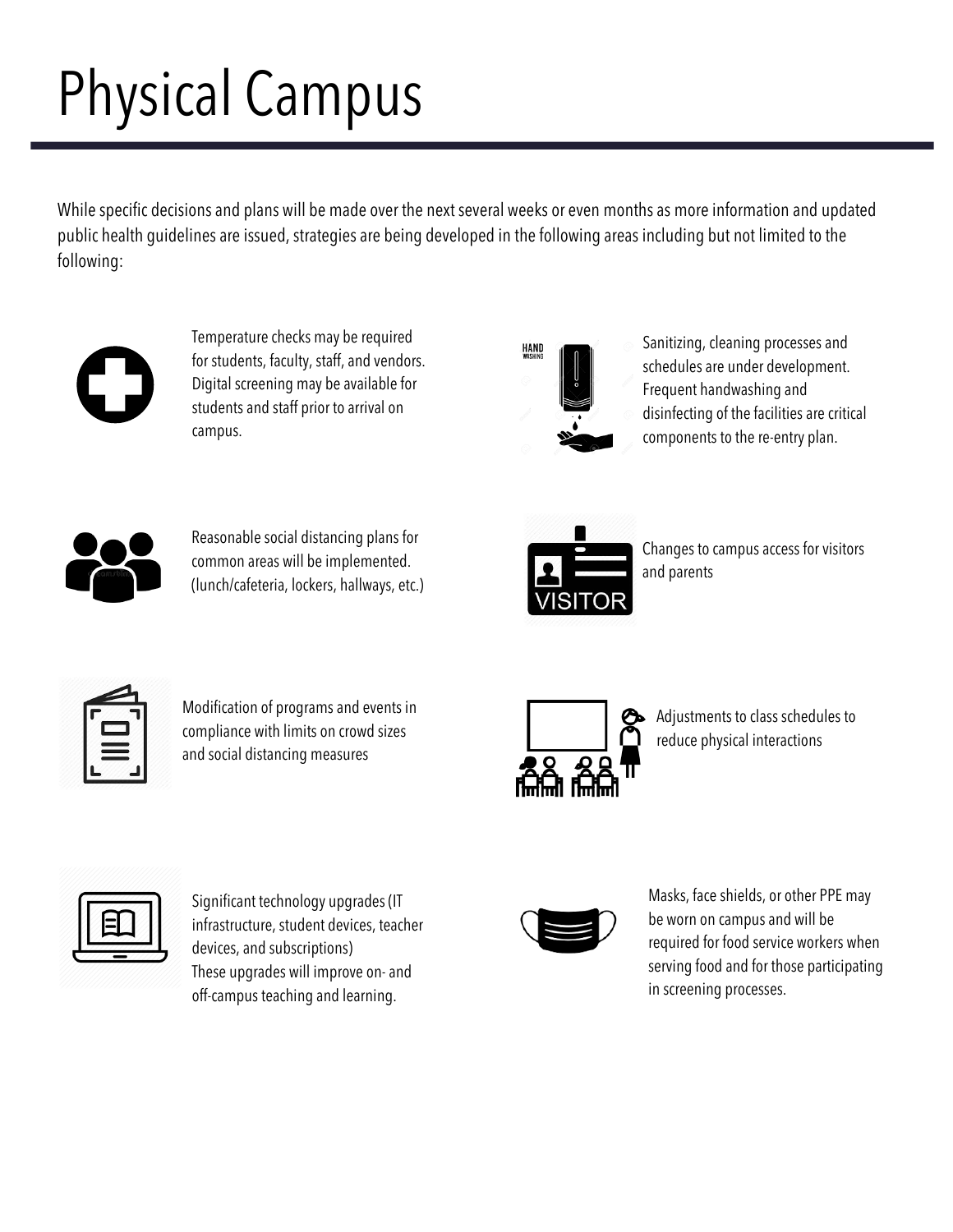# Physical Campus

While specific decisions and plans will be made over the next several weeks or even months as more information and updated public health guidelines are issued, strategies are being developed in the following areas including but not limited to the following:

- Temperature checks may be required for students, faculty, staff, and vendors. Digital screening may be available for students and staff prior to arrival on campus.
- Sanitizing, cleaning processes and schedules are under development. Frequent handwashing and disinfecting of the facilities are critical components to the re-entry plan.
- Reasonable social distancing plans for common areas will be implemented. (lunch/cafeteria, lockers, hallways, etc.)
- Changes to campus access for visitors and parents
- Modification of programs and events in compliance with limits on crowd sizes and social distancing measures
- Adjustments to class schedules to reduce physical interactions
- Significant technology upgrades (IT infrastructure, student devices, teacher devices, and subscriptions) These upgrades will improve on- and off-campus teaching and learning.
- Masks, face shields, or other PPE may be worn on campus and will be required for food service workers when serving food and for those participating in screening processes.